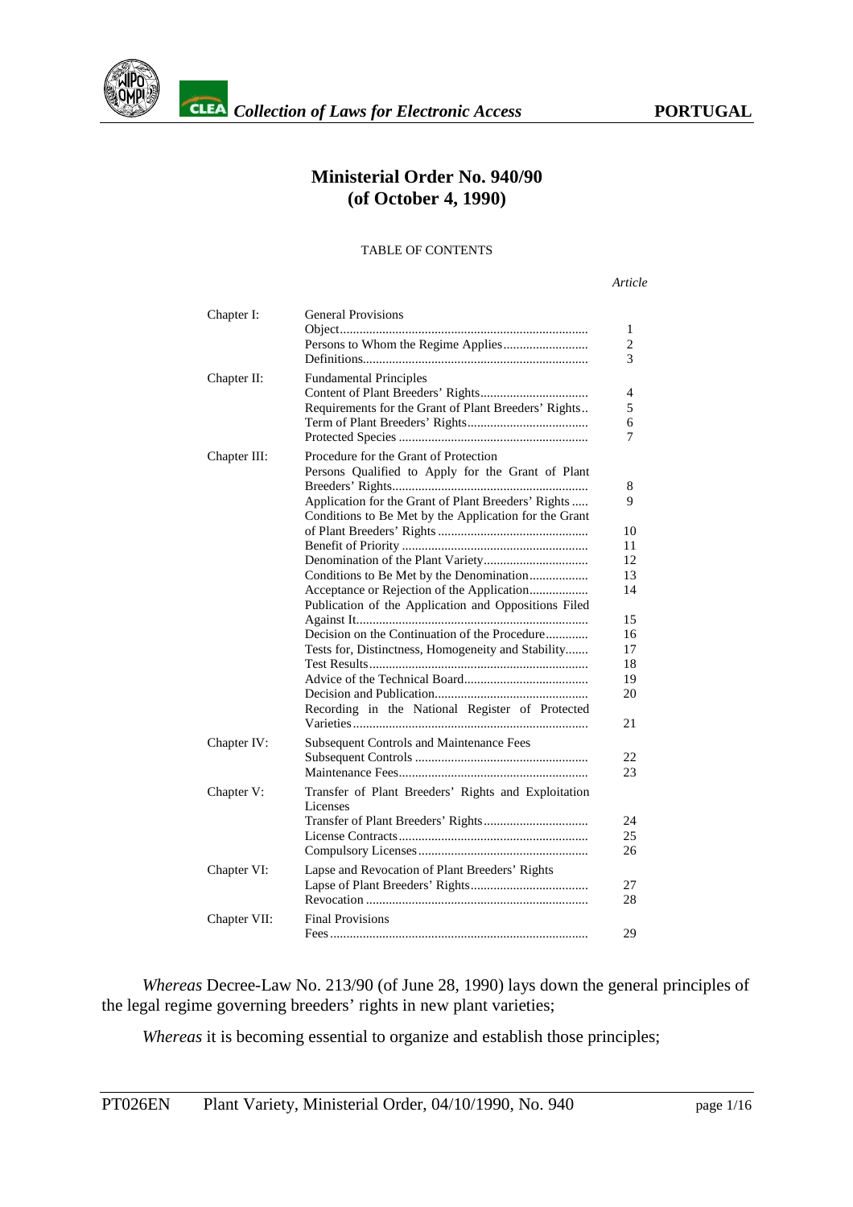# Ministerial Order No. 940/90
# (of October 4, 1990)

TABLE OF CONTENTS

| | | *Article* |
|---|---|---|
| Chapter I: | General Provisions | |
| | Object | 1 |
| | Persons to Whom the Regime Applies | 2 |
| | Definitions | 3 |
| Chapter II: | Fundamental Principles | |
| | Content of Plant Breeders' Rights | 4 |
| | Requirements for the Grant of Plant Breeders' Rights | 5 |
| | Term of Plant Breeders' Rights | 6 |
| | Protected Species | 7 |
| Chapter III: | Procedure for the Grant of Protection | |
| | Persons Qualified to Apply for the Grant of Plant Breeders' Rights | 8 |
| | Application for the Grant of Plant Breeders' Rights | 9 |
| | Conditions to Be Met by the Application for the Grant of Plant Breeders' Rights | 10 |
| | Benefit of Priority | 11 |
| | Denomination of the Plant Variety | 12 |
| | Conditions to Be Met by the Denomination | 13 |
| | Acceptance or Rejection of the Application | 14 |
| | Publication of the Application and Oppositions Filed Against It | 15 |
| | Decision on the Continuation of the Procedure | 16 |
| | Tests for, Distinctness, Homogeneity and Stability | 17 |
| | Test Results | 18 |
| | Advice of the Technical Board | 19 |
| | Decision and Publication | 20 |
| | Recording in the National Register of Protected Varieties | 21 |
| Chapter IV: | Subsequent Controls and Maintenance Fees | |
| | Subsequent Controls | 22 |
| | Maintenance Fees | 23 |
| Chapter V: | Transfer of Plant Breeders' Rights and Exploitation Licenses | |
| | Transfer of Plant Breeders' Rights | 24 |
| | License Contracts | 25 |
| | Compulsory Licenses | 26 |
| Chapter VI: | Lapse and Revocation of Plant Breeders' Rights | |
| | Lapse of Plant Breeders' Rights | 27 |
| | Revocation | 28 |
| Chapter VII: | Final Provisions | |
| | Fees | 29 |

*Whereas* Decree-Law No. 213/90 (of June 28, 1990) lays down the general principles of the legal regime governing breeders' rights in new plant varieties;

*Whereas* it is becoming essential to organize and establish those principles;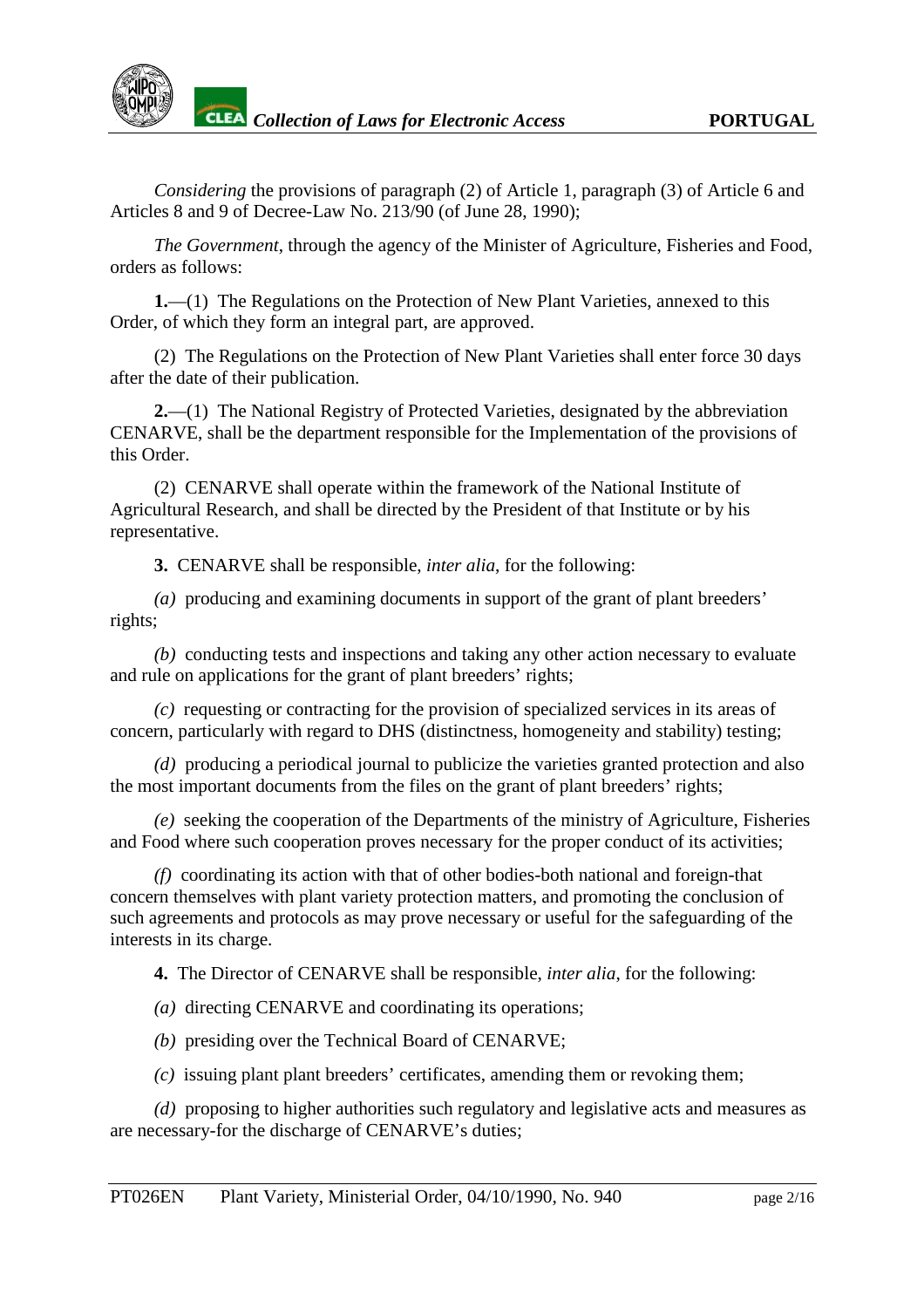*Considering* the provisions of paragraph (2) of Article 1, paragraph (3) of Article 6 and Articles 8 and 9 of Decree-Law No. 213/90 (of June 28, 1990);

*The Government*, through the agency of the Minister of Agriculture, Fisheries and Food, orders as follows:

**1.**—(1) The Regulations on the Protection of New Plant Varieties, annexed to this Order, of which they form an integral part, are approved.

(2) The Regulations on the Protection of New Plant Varieties shall enter force 30 days after the date of their publication.

**2.**—(1) The National Registry of Protected Varieties, designated by the abbreviation CENARVE, shall be the department responsible for the Implementation of the provisions of this Order.

(2) CENARVE shall operate within the framework of the National Institute of Agricultural Research, and shall be directed by the President of that Institute or by his representative.

**3.** CENARVE shall be responsible, *inter alia*, for the following:

*(a)* producing and examining documents in support of the grant of plant breeders' rights;

*(b)* conducting tests and inspections and taking any other action necessary to evaluate and rule on applications for the grant of plant breeders' rights;

*(c)* requesting or contracting for the provision of specialized services in its areas of concern, particularly with regard to DHS (distinctness, homogeneity and stability) testing;

*(d)* producing a periodical journal to publicize the varieties granted protection and also the most important documents from the files on the grant of plant breeders' rights;

*(e)* seeking the cooperation of the Departments of the ministry of Agriculture, Fisheries and Food where such cooperation proves necessary for the proper conduct of its activities;

*(f)* coordinating its action with that of other bodies-both national and foreign-that concern themselves with plant variety protection matters, and promoting the conclusion of such agreements and protocols as may prove necessary or useful for the safeguarding of the interests in its charge.

**4.** The Director of CENARVE shall be responsible, *inter alia*, for the following:

*(a)* directing CENARVE and coordinating its operations;

*(b)* presiding over the Technical Board of CENARVE;

*(c)* issuing plant plant breeders' certificates, amending them or revoking them;

*(d)* proposing to higher authorities such regulatory and legislative acts and measures as are necessary-for the discharge of CENARVE's duties;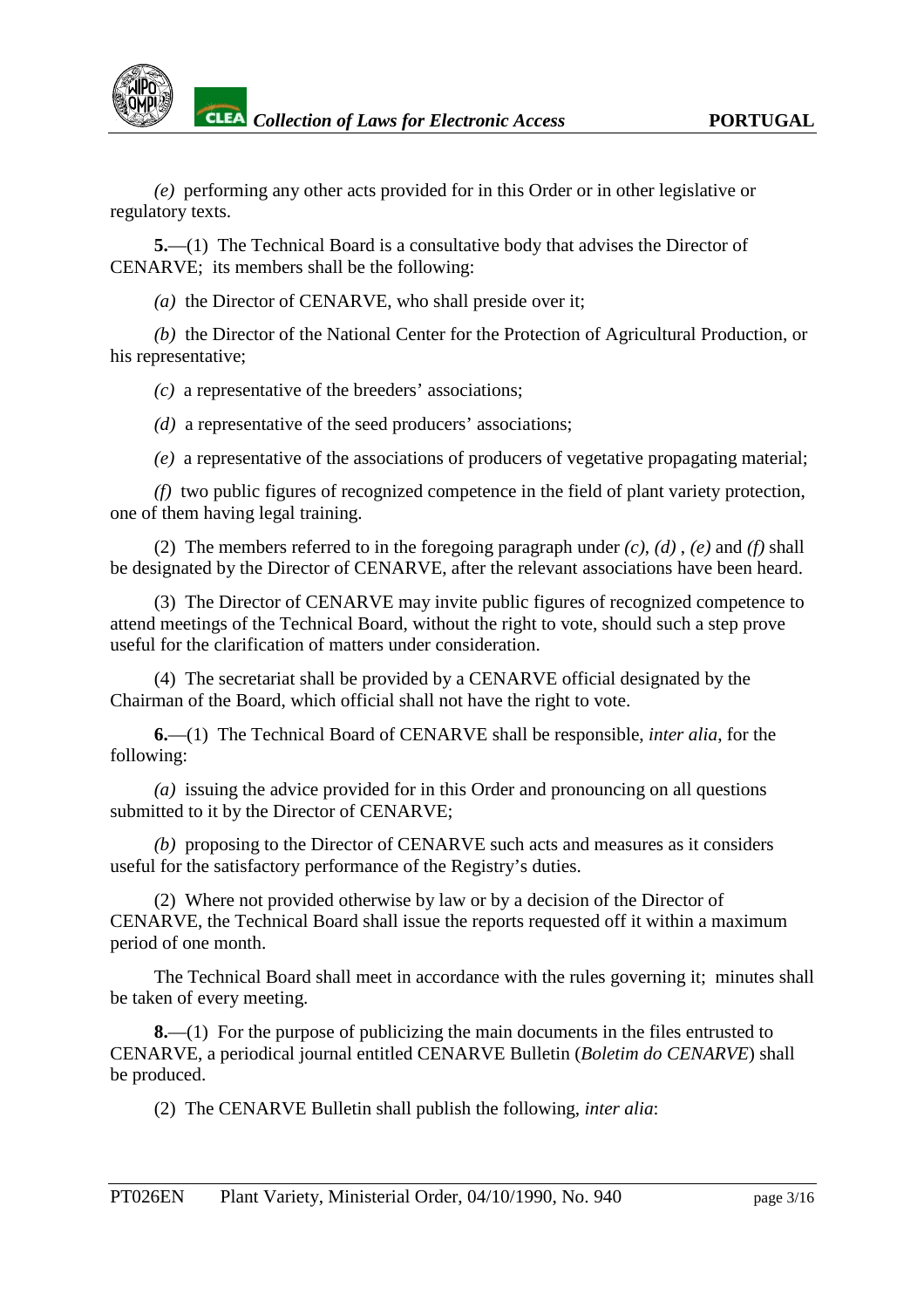*(e)* performing any other acts provided for in this Order or in other legislative or regulatory texts.

**5.**—(1) The Technical Board is a consultative body that advises the Director of CENARVE; its members shall be the following:

*(a)* the Director of CENARVE, who shall preside over it;

*(b)* the Director of the National Center for the Protection of Agricultural Production, or his representative;

*(c)* a representative of the breeders' associations;

*(d)* a representative of the seed producers' associations;

*(e)* a representative of the associations of producers of vegetative propagating material;

*(f)* two public figures of recognized competence in the field of plant variety protection, one of them having legal training.

(2) The members referred to in the foregoing paragraph under *(c), (d)* , *(e)* and *(f)* shall be designated by the Director of CENARVE, after the relevant associations have been heard.

(3) The Director of CENARVE may invite public figures of recognized competence to attend meetings of the Technical Board, without the right to vote, should such a step prove useful for the clarification of matters under consideration.

(4) The secretariat shall be provided by a CENARVE official designated by the Chairman of the Board, which official shall not have the right to vote.

**6.**—(1) The Technical Board of CENARVE shall be responsible, *inter alia*, for the following:

*(a)* issuing the advice provided for in this Order and pronouncing on all questions submitted to it by the Director of CENARVE;

*(b)* proposing to the Director of CENARVE such acts and measures as it considers useful for the satisfactory performance of the Registry's duties.

(2) Where not provided otherwise by law or by a decision of the Director of CENARVE, the Technical Board shall issue the reports requested off it within a maximum period of one month.

The Technical Board shall meet in accordance with the rules governing it; minutes shall be taken of every meeting.

**8.**—(1) For the purpose of publicizing the main documents in the files entrusted to CENARVE, a periodical journal entitled CENARVE Bulletin (*Boletim do CENARVE*) shall be produced.

(2) The CENARVE Bulletin shall publish the following, *inter alia*: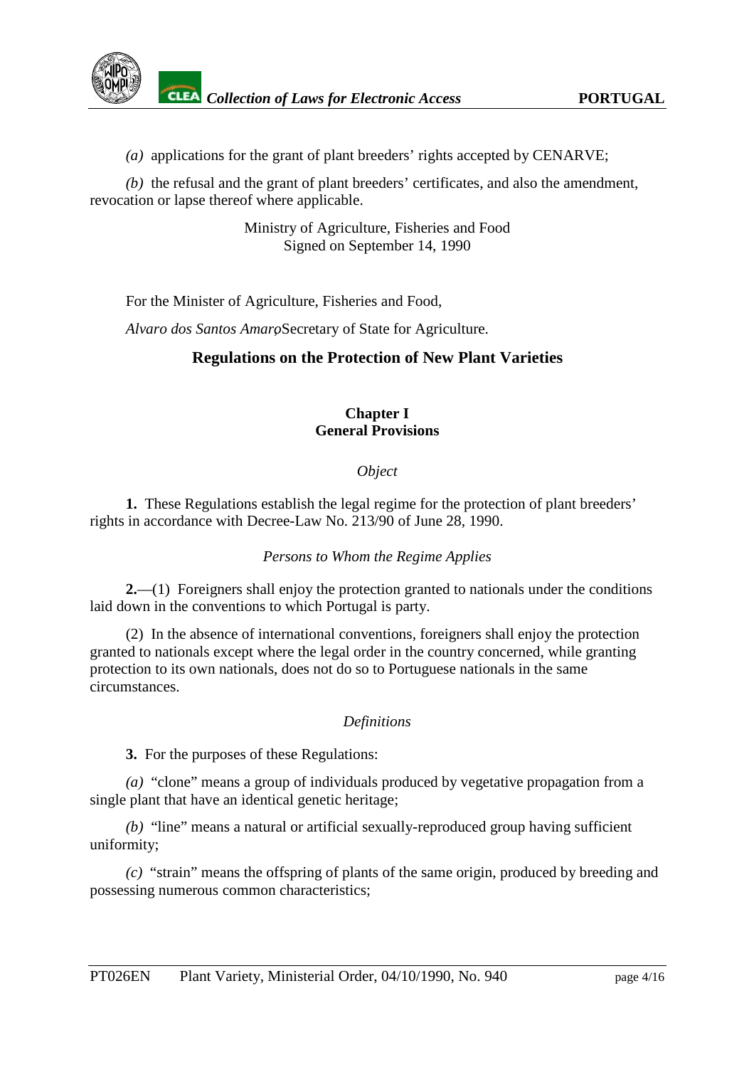*(a)* applications for the grant of plant breeders' rights accepted by CENARVE;

*(b)* the refusal and the grant of plant breeders' certificates, and also the amendment, revocation or lapse thereof where applicable.

Ministry of Agriculture, Fisheries and Food
Signed on September 14, 1990

For the Minister of Agriculture, Fisheries and Food,

*Alvaro dos Santos Amaro*, Secretary of State for Agriculture.

## Regulations on the Protection of New Plant Varieties

### Chapter I
### General Provisions

*Object*

**1.** These Regulations establish the legal regime for the protection of plant breeders' rights in accordance with Decree-Law No. 213/90 of June 28, 1990.

*Persons to Whom the Regime Applies*

**2.**—(1) Foreigners shall enjoy the protection granted to nationals under the conditions laid down in the conventions to which Portugal is party.

(2) In the absence of international conventions, foreigners shall enjoy the protection granted to nationals except where the legal order in the country concerned, while granting protection to its own nationals, does not do so to Portuguese nationals in the same circumstances.

*Definitions*

**3.** For the purposes of these Regulations:

*(a)* "clone" means a group of individuals produced by vegetative propagation from a single plant that have an identical genetic heritage;

*(b)* "line" means a natural or artificial sexually-reproduced group having sufficient uniformity;

*(c)* "strain" means the offspring of plants of the same origin, produced by breeding and possessing numerous common characteristics;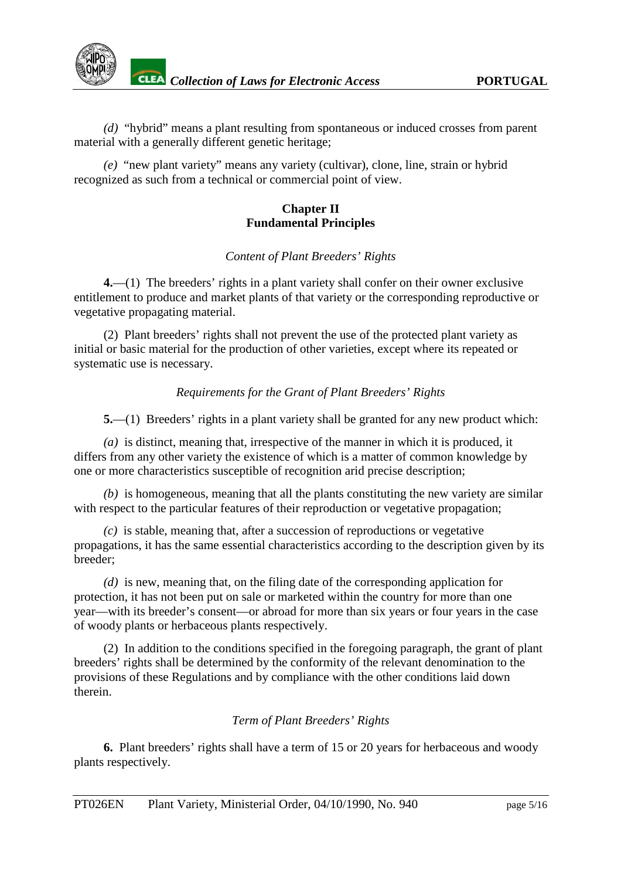*(d)* “hybrid” means a plant resulting from spontaneous or induced crosses from parent material with a generally different genetic heritage;

*(e)* “new plant variety” means any variety (cultivar), clone, line, strain or hybrid recognized as such from a technical or commercial point of view.

## Chapter II
## Fundamental Principles

*Content of Plant Breeders’ Rights*

**4.**—(1) The breeders’ rights in a plant variety shall confer on their owner exclusive entitlement to produce and market plants of that variety or the corresponding reproductive or vegetative propagating material.

(2) Plant breeders’ rights shall not prevent the use of the protected plant variety as initial or basic material for the production of other varieties, except where its repeated or systematic use is necessary.

*Requirements for the Grant of Plant Breeders’ Rights*

**5.**—(1) Breeders’ rights in a plant variety shall be granted for any new product which:

*(a)* is distinct, meaning that, irrespective of the manner in which it is produced, it differs from any other variety the existence of which is a matter of common knowledge by one or more characteristics susceptible of recognition arid precise description;

*(b)* is homogeneous, meaning that all the plants constituting the new variety are similar with respect to the particular features of their reproduction or vegetative propagation;

*(c)* is stable, meaning that, after a succession of reproductions or vegetative propagations, it has the same essential characteristics according to the description given by its breeder;

*(d)* is new, meaning that, on the filing date of the corresponding application for protection, it has not been put on sale or marketed within the country for more than one year—with its breeder’s consent—or abroad for more than six years or four years in the case of woody plants or herbaceous plants respectively.

(2) In addition to the conditions specified in the foregoing paragraph, the grant of plant breeders’ rights shall be determined by the conformity of the relevant denomination to the provisions of these Regulations and by compliance with the other conditions laid down therein.

*Term of Plant Breeders’ Rights*

**6.** Plant breeders’ rights shall have a term of 15 or 20 years for herbaceous and woody plants respectively.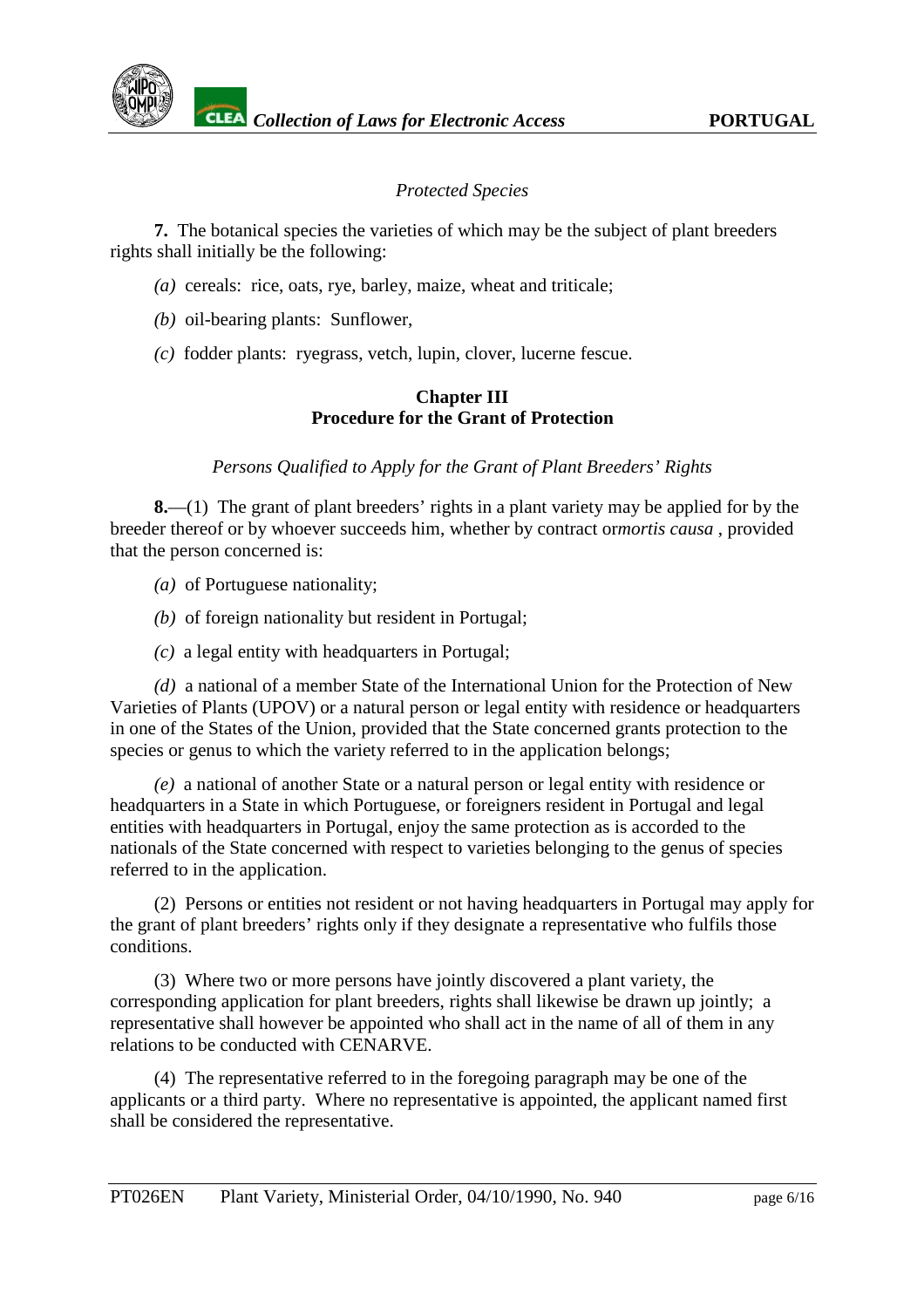*Protected Species*

**7.** The botanical species the varieties of which may be the subject of plant breeders rights shall initially be the following:

*(a)* cereals: rice, oats, rye, barley, maize, wheat and triticale;

*(b)* oil-bearing plants: Sunflower,

*(c)* fodder plants: ryegrass, vetch, lupin, clover, lucerne fescue.

## Chapter III
## Procedure for the Grant of Protection

*Persons Qualified to Apply for the Grant of Plant Breeders' Rights*

**8.**—(1) The grant of plant breeders' rights in a plant variety may be applied for by the breeder thereof or by whoever succeeds him, whether by contract or*mortis causa* , provided that the person concerned is:

*(a)* of Portuguese nationality;

*(b)* of foreign nationality but resident in Portugal;

*(c)* a legal entity with headquarters in Portugal;

*(d)* a national of a member State of the International Union for the Protection of New Varieties of Plants (UPOV) or a natural person or legal entity with residence or headquarters in one of the States of the Union, provided that the State concerned grants protection to the species or genus to which the variety referred to in the application belongs;

*(e)* a national of another State or a natural person or legal entity with residence or headquarters in a State in which Portuguese, or foreigners resident in Portugal and legal entities with headquarters in Portugal, enjoy the same protection as is accorded to the nationals of the State concerned with respect to varieties belonging to the genus of species referred to in the application.

(2) Persons or entities not resident or not having headquarters in Portugal may apply for the grant of plant breeders' rights only if they designate a representative who fulfils those conditions.

(3) Where two or more persons have jointly discovered a plant variety, the corresponding application for plant breeders, rights shall likewise be drawn up jointly; a representative shall however be appointed who shall act in the name of all of them in any relations to be conducted with CENARVE.

(4) The representative referred to in the foregoing paragraph may be one of the applicants or a third party. Where no representative is appointed, the applicant named first shall be considered the representative.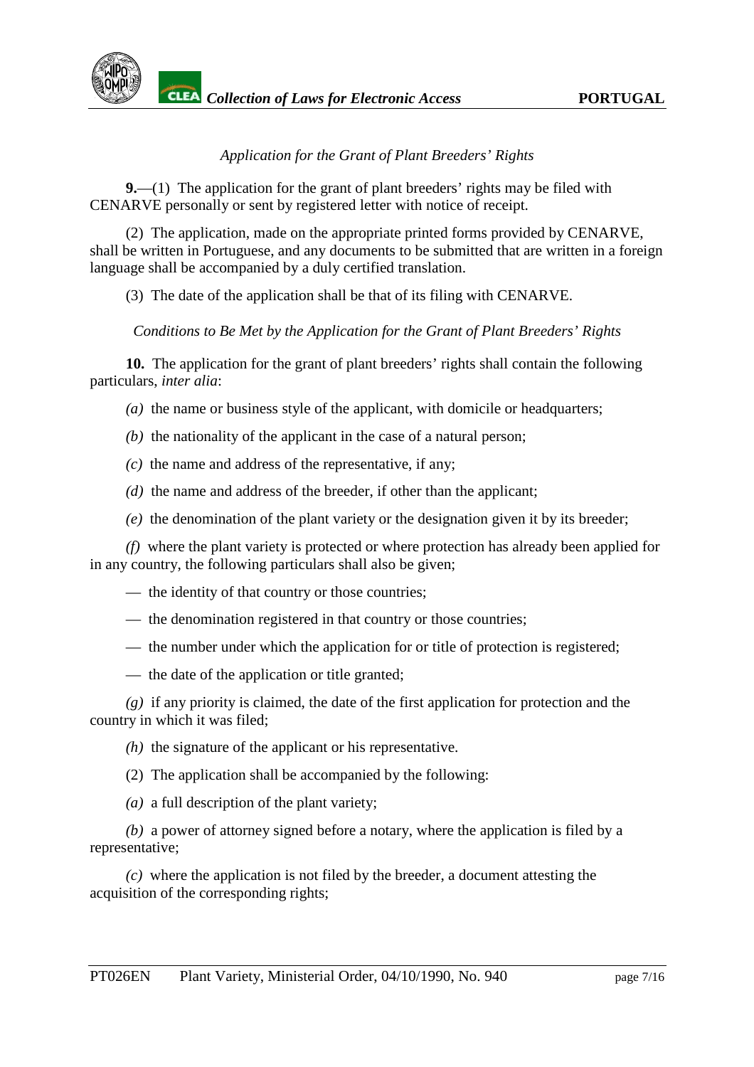*Application for the Grant of Plant Breeders' Rights*

**9.**—(1) The application for the grant of plant breeders' rights may be filed with CENARVE personally or sent by registered letter with notice of receipt.

(2) The application, made on the appropriate printed forms provided by CENARVE, shall be written in Portuguese, and any documents to be submitted that are written in a foreign language shall be accompanied by a duly certified translation.

(3) The date of the application shall be that of its filing with CENARVE.

*Conditions to Be Met by the Application for the Grant of Plant Breeders' Rights*

**10.** The application for the grant of plant breeders' rights shall contain the following particulars, *inter alia*:

*(a)* the name or business style of the applicant, with domicile or headquarters;

*(b)* the nationality of the applicant in the case of a natural person;

*(c)* the name and address of the representative, if any;

*(d)* the name and address of the breeder, if other than the applicant;

*(e)* the denomination of the plant variety or the designation given it by its breeder;

*(f)* where the plant variety is protected or where protection has already been applied for in any country, the following particulars shall also be given;

— the identity of that country or those countries;

— the denomination registered in that country or those countries;

— the number under which the application for or title of protection is registered;

— the date of the application or title granted;

*(g)* if any priority is claimed, the date of the first application for protection and the country in which it was filed;

*(h)* the signature of the applicant or his representative.

(2) The application shall be accompanied by the following:

*(a)* a full description of the plant variety;

*(b)* a power of attorney signed before a notary, where the application is filed by a representative;

*(c)* where the application is not filed by the breeder, a document attesting the acquisition of the corresponding rights;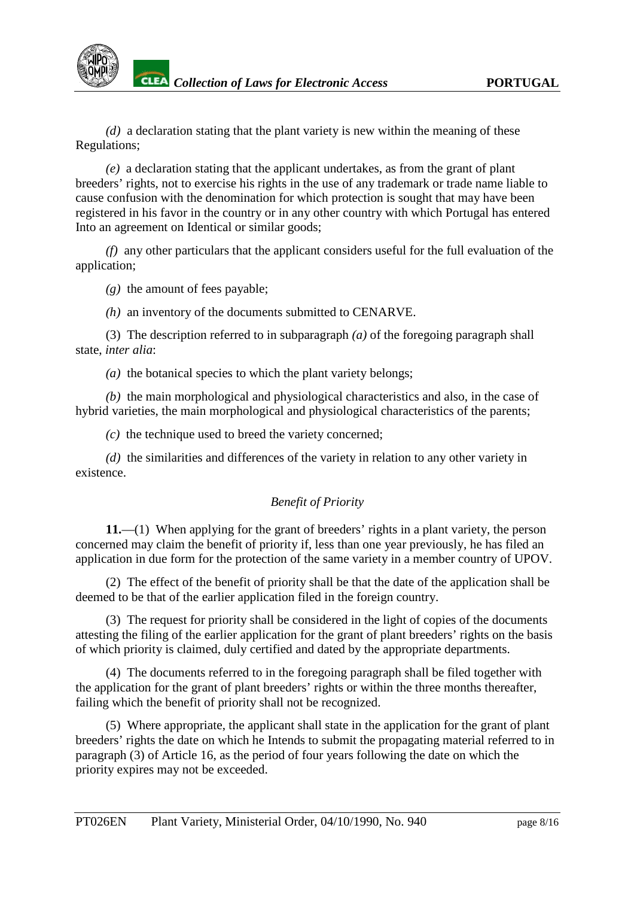*(d)* a declaration stating that the plant variety is new within the meaning of these Regulations;

*(e)* a declaration stating that the applicant undertakes, as from the grant of plant breeders' rights, not to exercise his rights in the use of any trademark or trade name liable to cause confusion with the denomination for which protection is sought that may have been registered in his favor in the country or in any other country with which Portugal has entered Into an agreement on Identical or similar goods;

*(f)* any other particulars that the applicant considers useful for the full evaluation of the application;

*(g)* the amount of fees payable;

*(h)* an inventory of the documents submitted to CENARVE.

(3) The description referred to in subparagraph *(a)* of the foregoing paragraph shall state, *inter alia*:

*(a)* the botanical species to which the plant variety belongs;

*(b)* the main morphological and physiological characteristics and also, in the case of hybrid varieties, the main morphological and physiological characteristics of the parents;

*(c)* the technique used to breed the variety concerned;

*(d)* the similarities and differences of the variety in relation to any other variety in existence.

*Benefit of Priority*

**11.**—(1) When applying for the grant of breeders' rights in a plant variety, the person concerned may claim the benefit of priority if, less than one year previously, he has filed an application in due form for the protection of the same variety in a member country of UPOV.

(2) The effect of the benefit of priority shall be that the date of the application shall be deemed to be that of the earlier application filed in the foreign country.

(3) The request for priority shall be considered in the light of copies of the documents attesting the filing of the earlier application for the grant of plant breeders' rights on the basis of which priority is claimed, duly certified and dated by the appropriate departments.

(4) The documents referred to in the foregoing paragraph shall be filed together with the application for the grant of plant breeders' rights or within the three months thereafter, failing which the benefit of priority shall not be recognized.

(5) Where appropriate, the applicant shall state in the application for the grant of plant breeders' rights the date on which he Intends to submit the propagating material referred to in paragraph (3) of Article 16, as the period of four years following the date on which the priority expires may not be exceeded.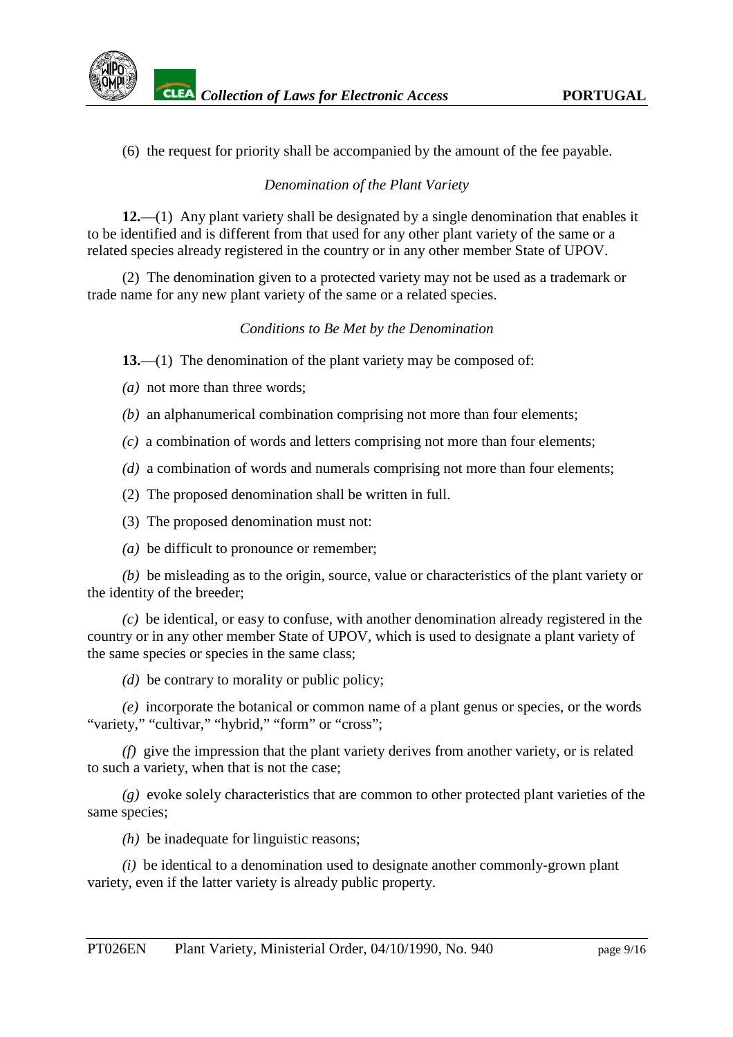(6) the request for priority shall be accompanied by the amount of the fee payable.

*Denomination of the Plant Variety*

**12.**—(1) Any plant variety shall be designated by a single denomination that enables it to be identified and is different from that used for any other plant variety of the same or a related species already registered in the country or in any other member State of UPOV.

(2) The denomination given to a protected variety may not be used as a trademark or trade name for any new plant variety of the same or a related species.

*Conditions to Be Met by the Denomination*

**13.**—(1) The denomination of the plant variety may be composed of:

*(a)* not more than three words;

*(b)* an alphanumerical combination comprising not more than four elements;

*(c)* a combination of words and letters comprising not more than four elements;

*(d)* a combination of words and numerals comprising not more than four elements;

(2) The proposed denomination shall be written in full.

(3) The proposed denomination must not:

*(a)* be difficult to pronounce or remember;

*(b)* be misleading as to the origin, source, value or characteristics of the plant variety or the identity of the breeder;

*(c)* be identical, or easy to confuse, with another denomination already registered in the country or in any other member State of UPOV, which is used to designate a plant variety of the same species or species in the same class;

*(d)* be contrary to morality or public policy;

*(e)* incorporate the botanical or common name of a plant genus or species, or the words "variety," "cultivar," "hybrid," "form" or "cross";

*(f)* give the impression that the plant variety derives from another variety, or is related to such a variety, when that is not the case;

*(g)* evoke solely characteristics that are common to other protected plant varieties of the same species;

*(h)* be inadequate for linguistic reasons;

*(i)* be identical to a denomination used to designate another commonly-grown plant variety, even if the latter variety is already public property.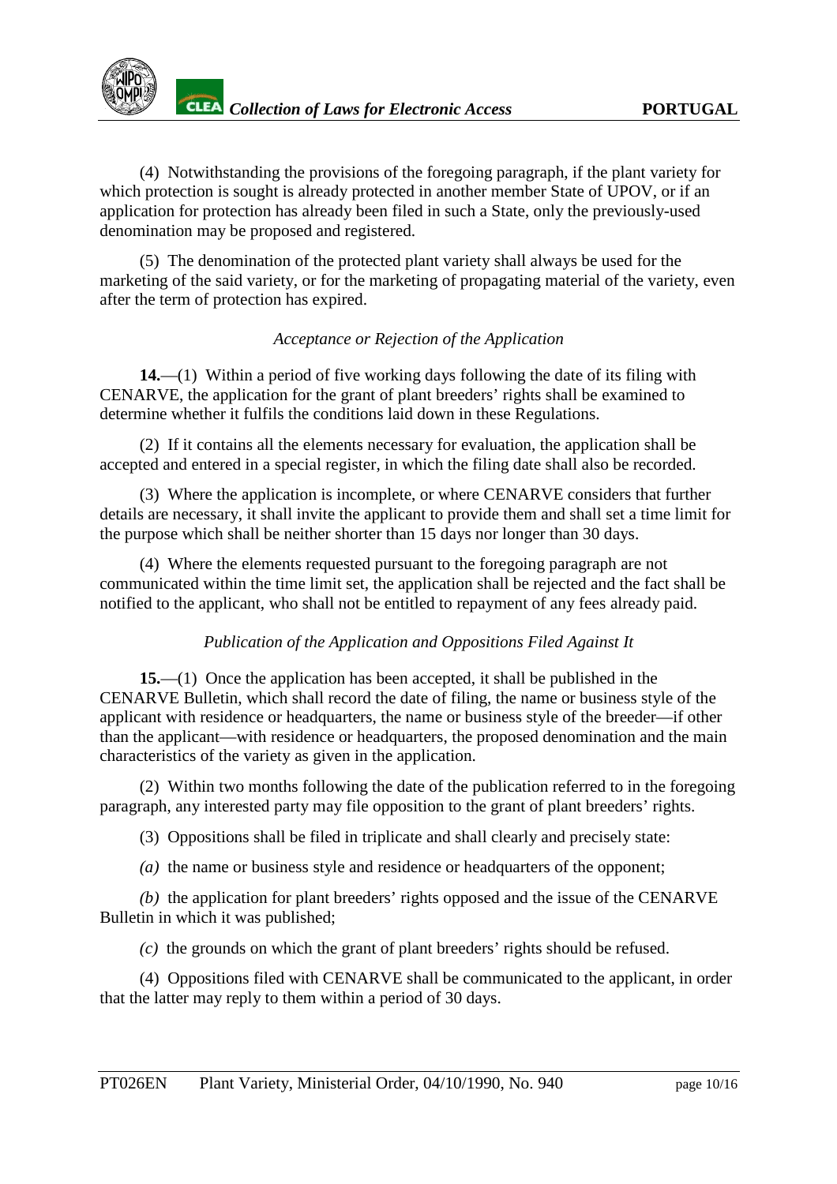(4) Notwithstanding the provisions of the foregoing paragraph, if the plant variety for which protection is sought is already protected in another member State of UPOV, or if an application for protection has already been filed in such a State, only the previously-used denomination may be proposed and registered.

(5) The denomination of the protected plant variety shall always be used for the marketing of the said variety, or for the marketing of propagating material of the variety, even after the term of protection has expired.

*Acceptance or Rejection of the Application*

**14.**—(1) Within a period of five working days following the date of its filing with CENARVE, the application for the grant of plant breeders' rights shall be examined to determine whether it fulfils the conditions laid down in these Regulations.

(2) If it contains all the elements necessary for evaluation, the application shall be accepted and entered in a special register, in which the filing date shall also be recorded.

(3) Where the application is incomplete, or where CENARVE considers that further details are necessary, it shall invite the applicant to provide them and shall set a time limit for the purpose which shall be neither shorter than 15 days nor longer than 30 days.

(4) Where the elements requested pursuant to the foregoing paragraph are not communicated within the time limit set, the application shall be rejected and the fact shall be notified to the applicant, who shall not be entitled to repayment of any fees already paid.

*Publication of the Application and Oppositions Filed Against It*

**15.**—(1) Once the application has been accepted, it shall be published in the CENARVE Bulletin, which shall record the date of filing, the name or business style of the applicant with residence or headquarters, the name or business style of the breeder—if other than the applicant—with residence or headquarters, the proposed denomination and the main characteristics of the variety as given in the application.

(2) Within two months following the date of the publication referred to in the foregoing paragraph, any interested party may file opposition to the grant of plant breeders' rights.

(3) Oppositions shall be filed in triplicate and shall clearly and precisely state:

*(a)* the name or business style and residence or headquarters of the opponent;

*(b)* the application for plant breeders' rights opposed and the issue of the CENARVE Bulletin in which it was published;

*(c)* the grounds on which the grant of plant breeders' rights should be refused.

(4) Oppositions filed with CENARVE shall be communicated to the applicant, in order that the latter may reply to them within a period of 30 days.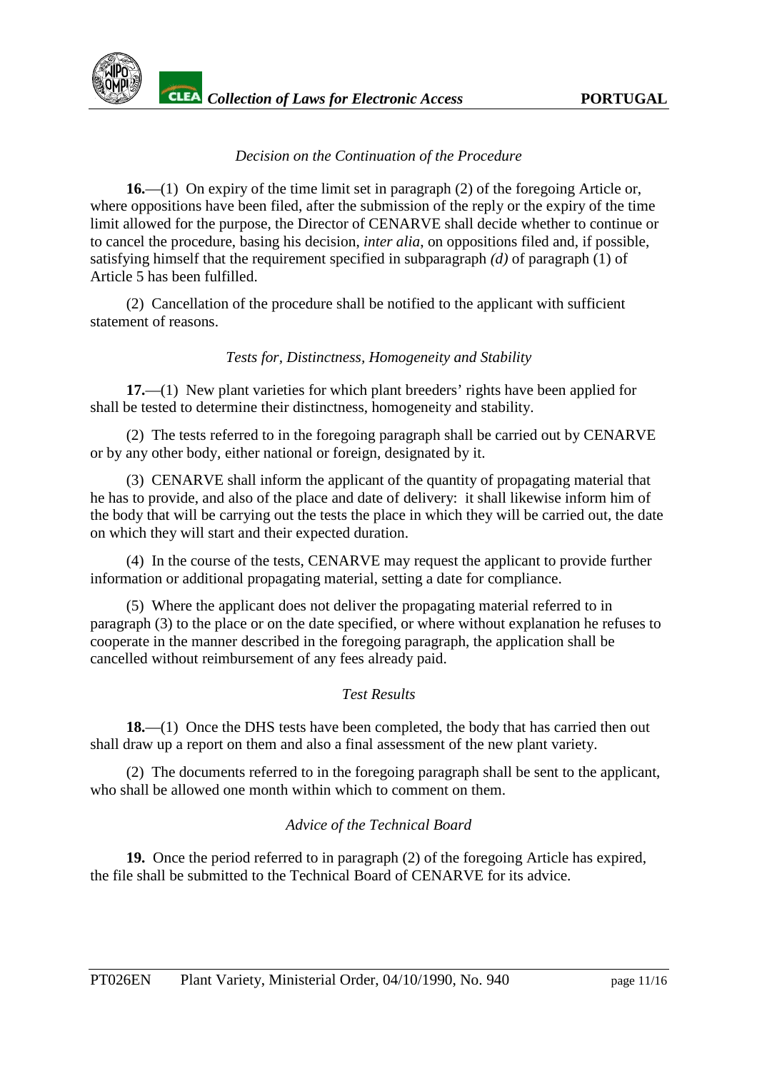*Decision on the Continuation of the Procedure*

**16.**—(1) On expiry of the time limit set in paragraph (2) of the foregoing Article or, where oppositions have been filed, after the submission of the reply or the expiry of the time limit allowed for the purpose, the Director of CENARVE shall decide whether to continue or to cancel the procedure, basing his decision, *inter alia*, on oppositions filed and, if possible, satisfying himself that the requirement specified in subparagraph *(d)* of paragraph (1) of Article 5 has been fulfilled.

(2) Cancellation of the procedure shall be notified to the applicant with sufficient statement of reasons.

*Tests for, Distinctness, Homogeneity and Stability*

**17.**—(1) New plant varieties for which plant breeders' rights have been applied for shall be tested to determine their distinctness, homogeneity and stability.

(2) The tests referred to in the foregoing paragraph shall be carried out by CENARVE or by any other body, either national or foreign, designated by it.

(3) CENARVE shall inform the applicant of the quantity of propagating material that he has to provide, and also of the place and date of delivery: it shall likewise inform him of the body that will be carrying out the tests the place in which they will be carried out, the date on which they will start and their expected duration.

(4) In the course of the tests, CENARVE may request the applicant to provide further information or additional propagating material, setting a date for compliance.

(5) Where the applicant does not deliver the propagating material referred to in paragraph (3) to the place or on the date specified, or where without explanation he refuses to cooperate in the manner described in the foregoing paragraph, the application shall be cancelled without reimbursement of any fees already paid.

*Test Results*

**18.**—(1) Once the DHS tests have been completed, the body that has carried then out shall draw up a report on them and also a final assessment of the new plant variety.

(2) The documents referred to in the foregoing paragraph shall be sent to the applicant, who shall be allowed one month within which to comment on them.

*Advice of the Technical Board*

**19.** Once the period referred to in paragraph (2) of the foregoing Article has expired, the file shall be submitted to the Technical Board of CENARVE for its advice.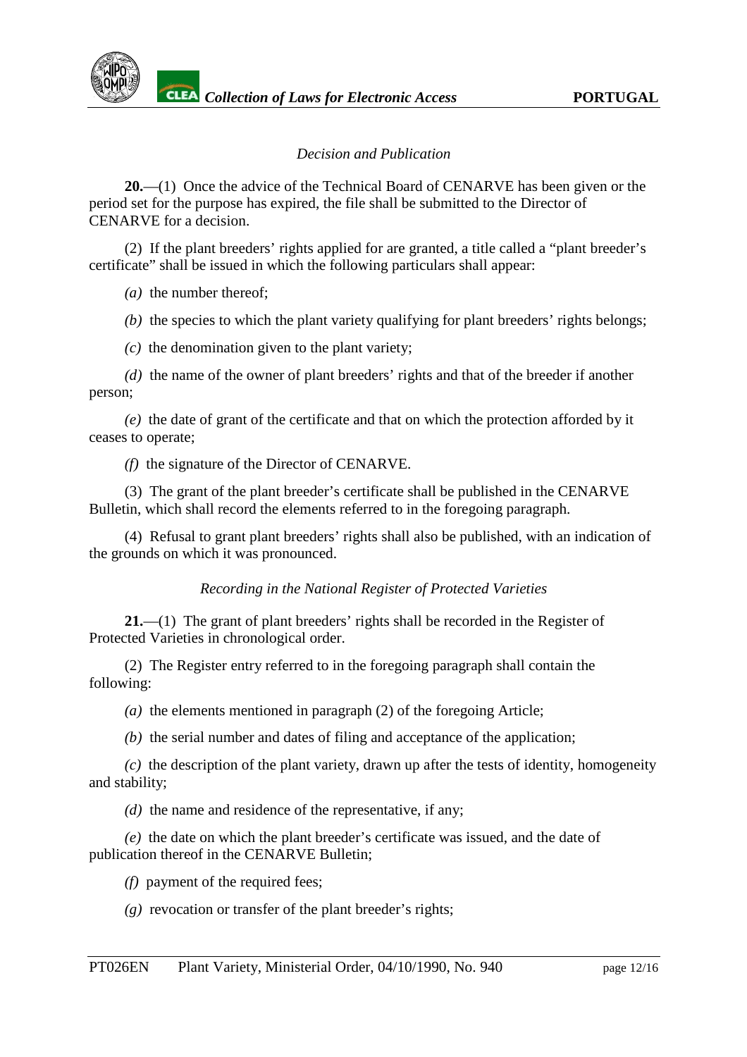*Decision and Publication*

**20.**—(1) Once the advice of the Technical Board of CENARVE has been given or the period set for the purpose has expired, the file shall be submitted to the Director of CENARVE for a decision.

(2) If the plant breeders' rights applied for are granted, a title called a "plant breeder's certificate" shall be issued in which the following particulars shall appear:

*(a)* the number thereof;

*(b)* the species to which the plant variety qualifying for plant breeders' rights belongs;

*(c)* the denomination given to the plant variety;

*(d)* the name of the owner of plant breeders' rights and that of the breeder if another person;

*(e)* the date of grant of the certificate and that on which the protection afforded by it ceases to operate;

*(f)* the signature of the Director of CENARVE.

(3) The grant of the plant breeder's certificate shall be published in the CENARVE Bulletin, which shall record the elements referred to in the foregoing paragraph.

(4) Refusal to grant plant breeders' rights shall also be published, with an indication of the grounds on which it was pronounced.

*Recording in the National Register of Protected Varieties*

**21.**—(1) The grant of plant breeders' rights shall be recorded in the Register of Protected Varieties in chronological order.

(2) The Register entry referred to in the foregoing paragraph shall contain the following:

*(a)* the elements mentioned in paragraph (2) of the foregoing Article;

*(b)* the serial number and dates of filing and acceptance of the application;

*(c)* the description of the plant variety, drawn up after the tests of identity, homogeneity and stability;

*(d)* the name and residence of the representative, if any;

*(e)* the date on which the plant breeder's certificate was issued, and the date of publication thereof in the CENARVE Bulletin;

*(f)* payment of the required fees;

*(g)* revocation or transfer of the plant breeder's rights;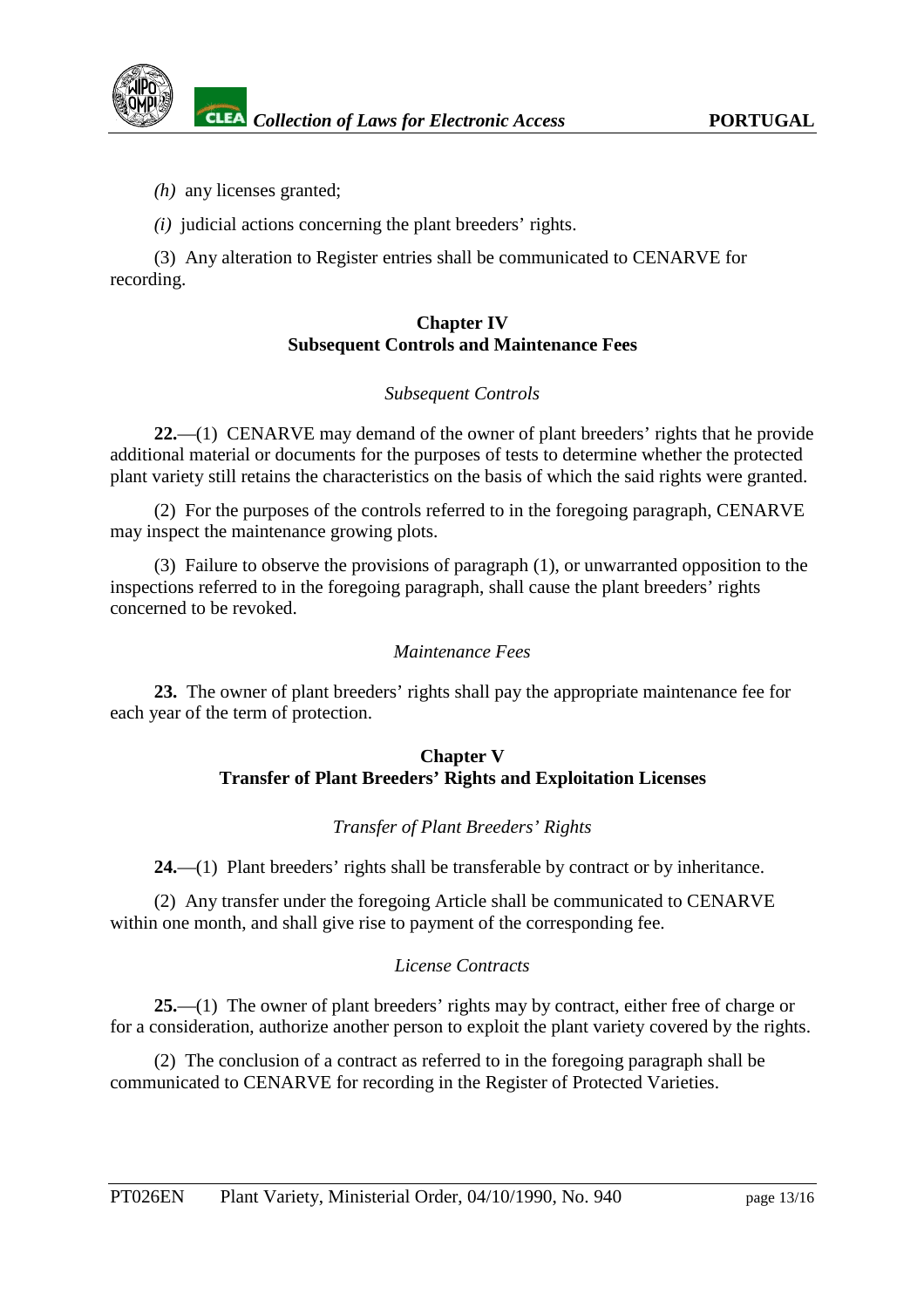*(h)* any licenses granted;

*(i)* judicial actions concerning the plant breeders' rights.

(3) Any alteration to Register entries shall be communicated to CENARVE for recording.

## Chapter IV
## Subsequent Controls and Maintenance Fees

*Subsequent Controls*

**22.**—(1) CENARVE may demand of the owner of plant breeders' rights that he provide additional material or documents for the purposes of tests to determine whether the protected plant variety still retains the characteristics on the basis of which the said rights were granted.

(2) For the purposes of the controls referred to in the foregoing paragraph, CENARVE may inspect the maintenance growing plots.

(3) Failure to observe the provisions of paragraph (1), or unwarranted opposition to the inspections referred to in the foregoing paragraph, shall cause the plant breeders' rights concerned to be revoked.

*Maintenance Fees*

**23.** The owner of plant breeders' rights shall pay the appropriate maintenance fee for each year of the term of protection.

## Chapter V
## Transfer of Plant Breeders' Rights and Exploitation Licenses

*Transfer of Plant Breeders' Rights*

**24.**—(1) Plant breeders' rights shall be transferable by contract or by inheritance.

(2) Any transfer under the foregoing Article shall be communicated to CENARVE within one month, and shall give rise to payment of the corresponding fee.

*License Contracts*

**25.**—(1) The owner of plant breeders' rights may by contract, either free of charge or for a consideration, authorize another person to exploit the plant variety covered by the rights.

(2) The conclusion of a contract as referred to in the foregoing paragraph shall be communicated to CENARVE for recording in the Register of Protected Varieties.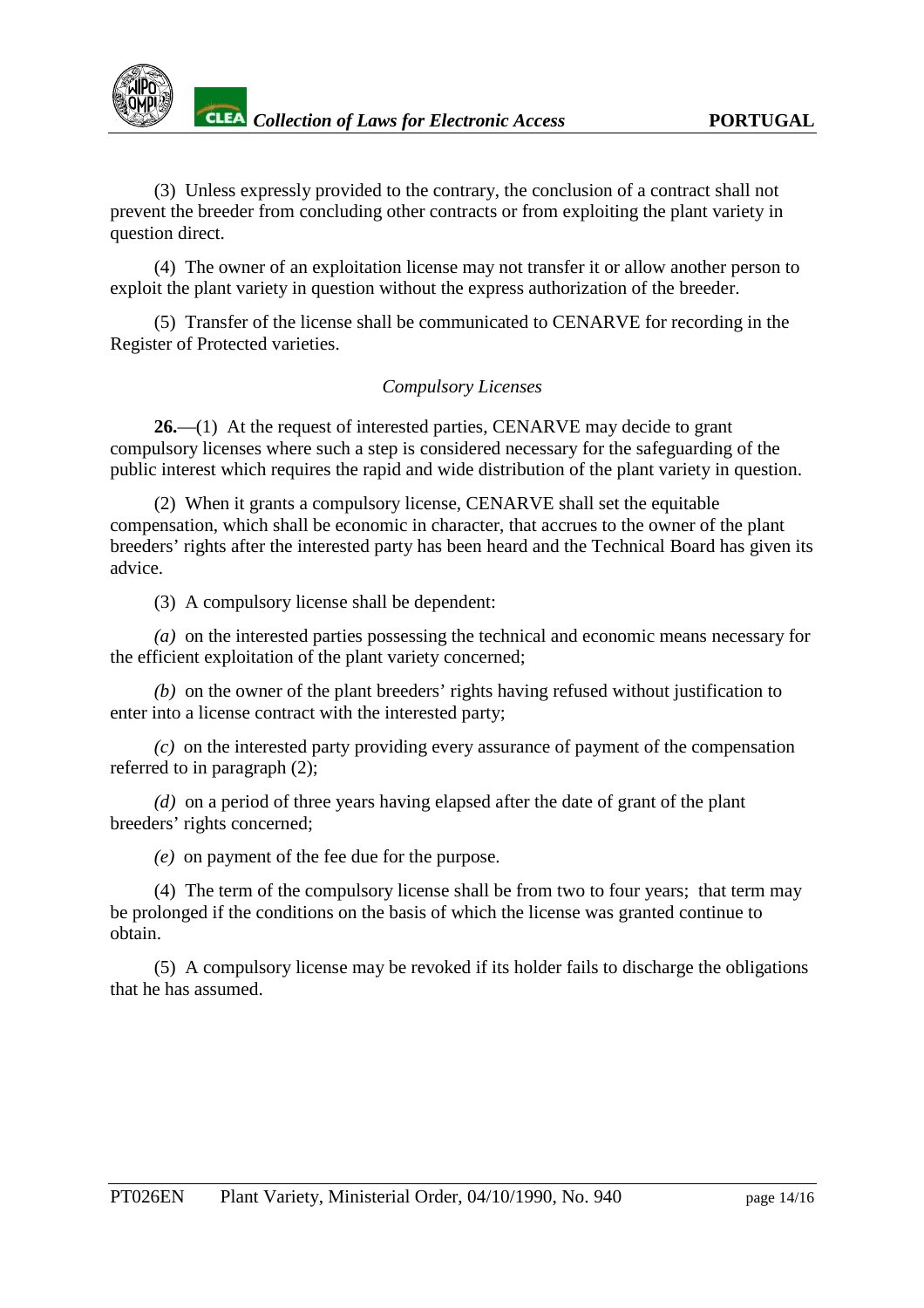(3) Unless expressly provided to the contrary, the conclusion of a contract shall not prevent the breeder from concluding other contracts or from exploiting the plant variety in question direct.

(4) The owner of an exploitation license may not transfer it or allow another person to exploit the plant variety in question without the express authorization of the breeder.

(5) Transfer of the license shall be communicated to CENARVE for recording in the Register of Protected varieties.

*Compulsory Licenses*

**26.**—(1) At the request of interested parties, CENARVE may decide to grant compulsory licenses where such a step is considered necessary for the safeguarding of the public interest which requires the rapid and wide distribution of the plant variety in question.

(2) When it grants a compulsory license, CENARVE shall set the equitable compensation, which shall be economic in character, that accrues to the owner of the plant breeders' rights after the interested party has been heard and the Technical Board has given its advice.

(3) A compulsory license shall be dependent:

*(a)* on the interested parties possessing the technical and economic means necessary for the efficient exploitation of the plant variety concerned;

*(b)* on the owner of the plant breeders' rights having refused without justification to enter into a license contract with the interested party;

*(c)* on the interested party providing every assurance of payment of the compensation referred to in paragraph (2);

*(d)* on a period of three years having elapsed after the date of grant of the plant breeders' rights concerned;

*(e)* on payment of the fee due for the purpose.

(4) The term of the compulsory license shall be from two to four years; that term may be prolonged if the conditions on the basis of which the license was granted continue to obtain.

(5) A compulsory license may be revoked if its holder fails to discharge the obligations that he has assumed.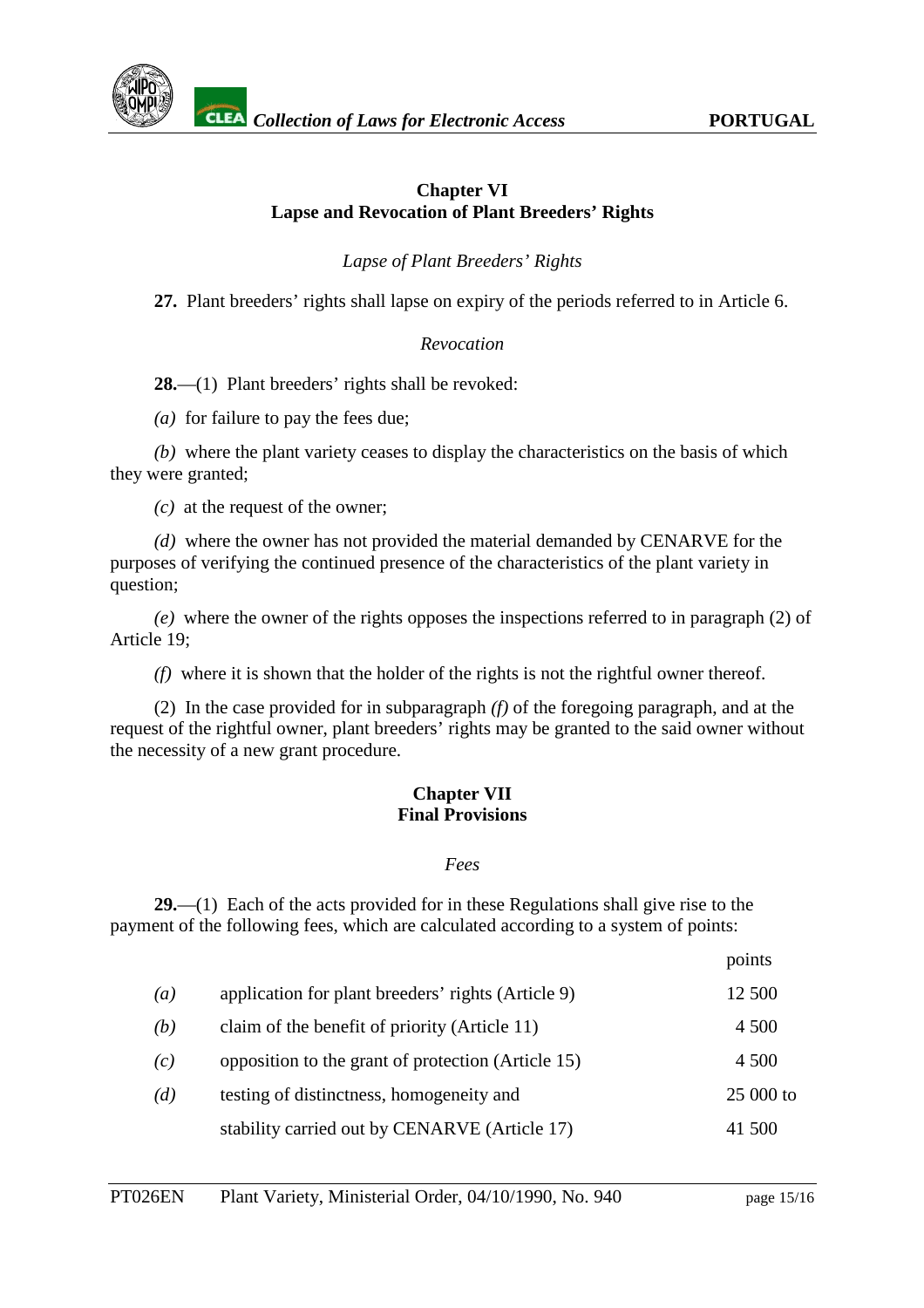## Chapter VI
## Lapse and Revocation of Plant Breeders' Rights

*Lapse of Plant Breeders' Rights*

**27.** Plant breeders' rights shall lapse on expiry of the periods referred to in Article 6.

*Revocation*

**28.**—(1) Plant breeders' rights shall be revoked:

*(a)* for failure to pay the fees due;

*(b)* where the plant variety ceases to display the characteristics on the basis of which they were granted;

*(c)* at the request of the owner;

*(d)* where the owner has not provided the material demanded by CENARVE for the purposes of verifying the continued presence of the characteristics of the plant variety in question;

*(e)* where the owner of the rights opposes the inspections referred to in paragraph (2) of Article 19;

*(f)* where it is shown that the holder of the rights is not the rightful owner thereof.

(2) In the case provided for in subparagraph *(f)* of the foregoing paragraph, and at the request of the rightful owner, plant breeders' rights may be granted to the said owner without the necessity of a new grant procedure.

## Chapter VII
## Final Provisions

*Fees*

**29.**—(1) Each of the acts provided for in these Regulations shall give rise to the payment of the following fees, which are calculated according to a system of points:

| | | points |
|---|---|---|
| *(a)* | application for plant breeders' rights (Article 9) | 12 500 |
| *(b)* | claim of the benefit of priority (Article 11) | 4 500 |
| *(c)* | opposition to the grant of protection (Article 15) | 4 500 |
| *(d)* | testing of distinctness, homogeneity and stability carried out by CENARVE (Article 17) | 25 000 to 41 500 |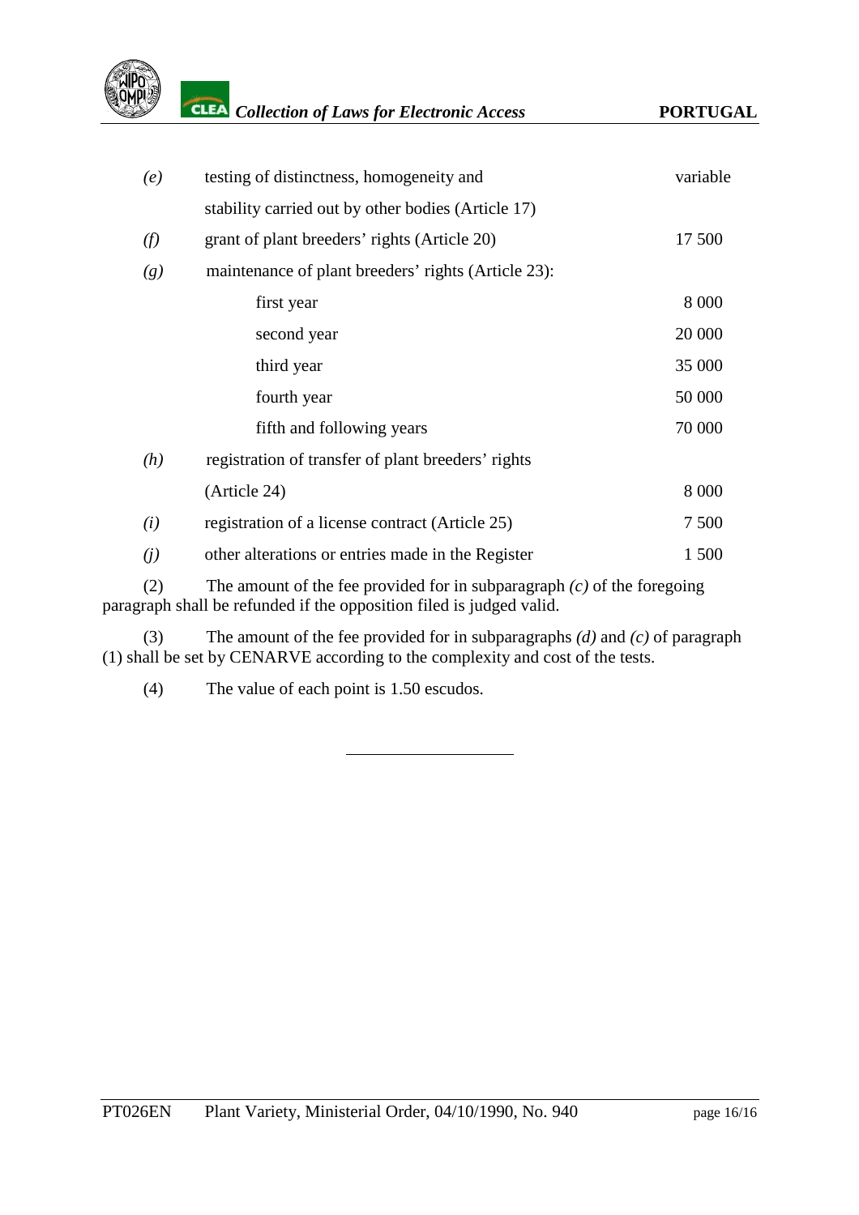| | | |
|---|---|---|
| *(e)* | testing of distinctness, homogeneity and stability carried out by other bodies (Article 17) | variable |
| *(f)* | grant of plant breeders' rights (Article 20) | 17 500 |
| *(g)* | maintenance of plant breeders' rights (Article 23): | |
| | first year | 8 000 |
| | second year | 20 000 |
| | third year | 35 000 |
| | fourth year | 50 000 |
| | fifth and following years | 70 000 |
| *(h)* | registration of transfer of plant breeders' rights (Article 24) | 8 000 |
| *(i)* | registration of a license contract (Article 25) | 7 500 |
| *(j)* | other alterations or entries made in the Register | 1 500 |

(2) The amount of the fee provided for in subparagraph *(c)* of the foregoing paragraph shall be refunded if the opposition filed is judged valid.

(3) The amount of the fee provided for in subparagraphs *(d)* and *(c)* of paragraph (1) shall be set by CENARVE according to the complexity and cost of the tests.

(4) The value of each point is 1.50 escudos.

---